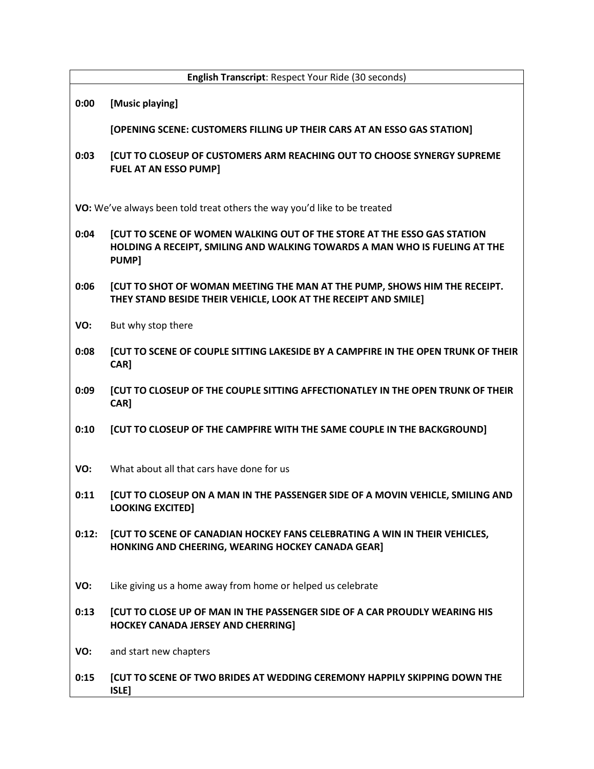**English Transcript**: Respect Your Ride (30 seconds)

**0:00** **[Music playing]**

**[OPENING SCENE: CUSTOMERS FILLING UP THEIR CARS AT AN ESSO GAS STATION]**

**0:03** **[CUT TO CLOSEUP OF CUSTOMERS ARM REACHING OUT TO CHOOSE SYNERGY SUPREME FUEL AT AN ESSO PUMP]**

**VO:** We've always been told treat others the way you'd like to be treated

**0:04** **[CUT TO SCENE OF WOMEN WALKING OUT OF THE STORE AT THE ESSO GAS STATION HOLDING A RECEIPT, SMILING AND WALKING TOWARDS A MAN WHO IS FUELING AT THE PUMP]**

**0:06** **[CUT TO SHOT OF WOMAN MEETING THE MAN AT THE PUMP, SHOWS HIM THE RECEIPT. THEY STAND BESIDE THEIR VEHICLE, LOOK AT THE RECEIPT AND SMILE]**

**VO:** But why stop there

**0:08** **[CUT TO SCENE OF COUPLE SITTING LAKESIDE BY A CAMPFIRE IN THE OPEN TRUNK OF THEIR CAR]**

**0:09** **[CUT TO CLOSEUP OF THE COUPLE SITTING AFFECTIONATLEY IN THE OPEN TRUNK OF THEIR CAR]**

**0:10** **[CUT TO CLOSEUP OF THE CAMPFIRE WITH THE SAME COUPLE IN THE BACKGROUND]**

**VO:** What about all that cars have done for us

**0:11** **[CUT TO CLOSEUP ON A MAN IN THE PASSENGER SIDE OF A MOVIN VEHICLE, SMILING AND LOOKING EXCITED]**

**0:12:** **[CUT TO SCENE OF CANADIAN HOCKEY FANS CELEBRATING A WIN IN THEIR VEHICLES, HONKING AND CHEERING, WEARING HOCKEY CANADA GEAR]**

**VO:** Like giving us a home away from home or helped us celebrate

**0:13** **[CUT TO CLOSE UP OF MAN IN THE PASSENGER SIDE OF A CAR PROUDLY WEARING HIS HOCKEY CANADA JERSEY AND CHERRING]**

**VO:** and start new chapters

**0:15** **[CUT TO SCENE OF TWO BRIDES AT WEDDING CEREMONY HAPPILY SKIPPING DOWN THE ISLE]**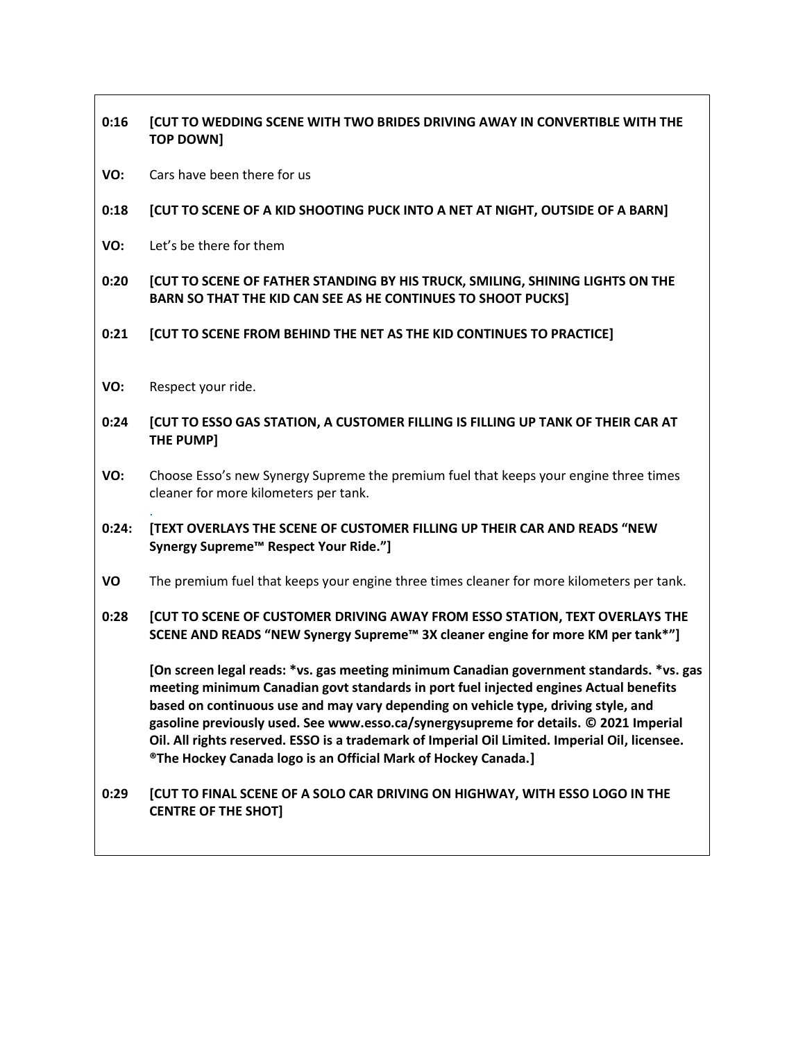**0:16** **[CUT TO WEDDING SCENE WITH TWO BRIDES DRIVING AWAY IN CONVERTIBLE WITH THE TOP DOWN]**

**VO:** Cars have been there for us

**0:18** **[CUT TO SCENE OF A KID SHOOTING PUCK INTO A NET AT NIGHT, OUTSIDE OF A BARN]**

**VO:** Let's be there for them

**0:20** **[CUT TO SCENE OF FATHER STANDING BY HIS TRUCK, SMILING, SHINING LIGHTS ON THE BARN SO THAT THE KID CAN SEE AS HE CONTINUES TO SHOOT PUCKS]**

**0:21** **[CUT TO SCENE FROM BEHIND THE NET AS THE KID CONTINUES TO PRACTICE]**

**VO:** Respect your ride.

**0:24** **[CUT TO ESSO GAS STATION, A CUSTOMER FILLING IS FILLING UP TANK OF THEIR CAR AT THE PUMP]**

**VO:** Choose Esso's new Synergy Supreme the premium fuel that keeps your engine three times cleaner for more kilometers per tank.

**0:24:** **[TEXT OVERLAYS THE SCENE OF CUSTOMER FILLING UP THEIR CAR AND READS "NEW Synergy Supreme™ Respect Your Ride."]**

**VO** The premium fuel that keeps your engine three times cleaner for more kilometers per tank.

**0:28** **[CUT TO SCENE OF CUSTOMER DRIVING AWAY FROM ESSO STATION, TEXT OVERLAYS THE SCENE AND READS "NEW Synergy Supreme™ 3X cleaner engine for more KM per tank*"]**

**[On screen legal reads: *vs. gas meeting minimum Canadian government standards. *vs. gas meeting minimum Canadian govt standards in port fuel injected engines Actual benefits based on continuous use and may vary depending on vehicle type, driving style, and gasoline previously used. See www.esso.ca/synergysupreme for details. © 2021 Imperial Oil. All rights reserved. ESSO is a trademark of Imperial Oil Limited. Imperial Oil, licensee. ®The Hockey Canada logo is an Official Mark of Hockey Canada.]**

**0:29** **[CUT TO FINAL SCENE OF A SOLO CAR DRIVING ON HIGHWAY, WITH ESSO LOGO IN THE CENTRE OF THE SHOT]**